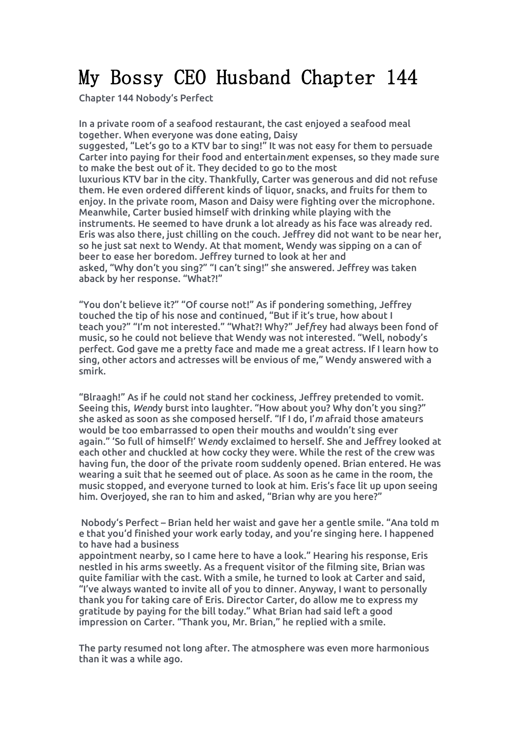# My Bossy CEO Husband Chapter 144

Chapter 144 Nobody's Perfect

In a private room of a seafood restaurant, the cast enjoyed a seafood meal together. When everyone was done eating, Daisy suggested, "Let's go to a KTV bar to sing!" It was not easy for them to persuade Carter into paying for their food and entertain*m*ent expenses, so they made sure to make the best out of it. They decided to go to the most luxurious KTV bar in the city. Thankfully, Carter was generous and did not refuse them. He even ordered different kinds of liquor, snacks, and fruits for them to enjoy. In the private room, Mason and Daisy were fighting over the microphone. Meanwhile, Carter busied himself with drinking while playing with the instruments. He seemed to have drunk a lot already as his face was already red. Eris was also there, just chilling on the couch. Jeffrey did not want to be near her, so he just sat next to Wendy. At that moment, Wendy was sipping on a can of beer to ease her boredom. Jeffrey turned to look at her and asked, "Why don't you sing?" "I can't sing!" she answered. Jeffrey was taken aback by her response. "What?!"

"You don't believe it?" "Of course not!" As if pondering something, Jeffrey touched the tip of his nose and continued, "But if it's true, how about I teach you?" "I'm not interested." "What?! Why?" Jef*f*rey had always been fond of music, so he could not believe that Wendy was not interested. "Well, nobody's perfect. God gave me a pretty face and made me a great actress. If I learn how to sing, other actors and actresses will be envious of me," Wendy answered with a smirk.

"Blraagh!" As if he *co*uld not stand her cockiness, Jeffrey pretended to vomit. Seeing this, *Wen*dy burst into laughter. "How about you? Why don't you sing?" she asked as soon as she composed herself. "If I do, I'*m* afraid those amateurs would be too embarrassed to open their mouths and wouldn't sing ever again." 'So full of himself!' W*en*dy exclaimed to herself. She and Jeffrey looked at each other and chuckled at how cocky they were. While the rest of the crew was having fun, the door of the private room suddenly opened. Brian entered. He was wearing a suit that he seemed out of place. As soon as he came in the room, the music stopped, and everyone turned to look at him. Eris's face lit up upon seeing him. Overjoyed, she ran to him and asked, "Brian why are you here?"

Nobody's Perfect – Brian held her waist and gave her a gentle smile. "Ana told m e that you'd finished your work early today, and you're singing here. I happened to have had a business appointment nearby, so I came here to have a look." Hearing his response, Eris nestled in his arms sweetly. As a frequent visitor of the filming site, Brian was quite familiar with the cast. With a smile, he turned to look at Carter and said, "I've always wanted to invite all of you to dinner. Anyway, I want to personally thank you for taking care of Eris. Director Carter, do allow me to express my gratitude by paying for the bill today." What Brian had said left a good impression on Carter. "Thank you, Mr. Brian," he replied with a smile.

The party resumed not long after. The atmosphere was even more harmonious than it was a while ago.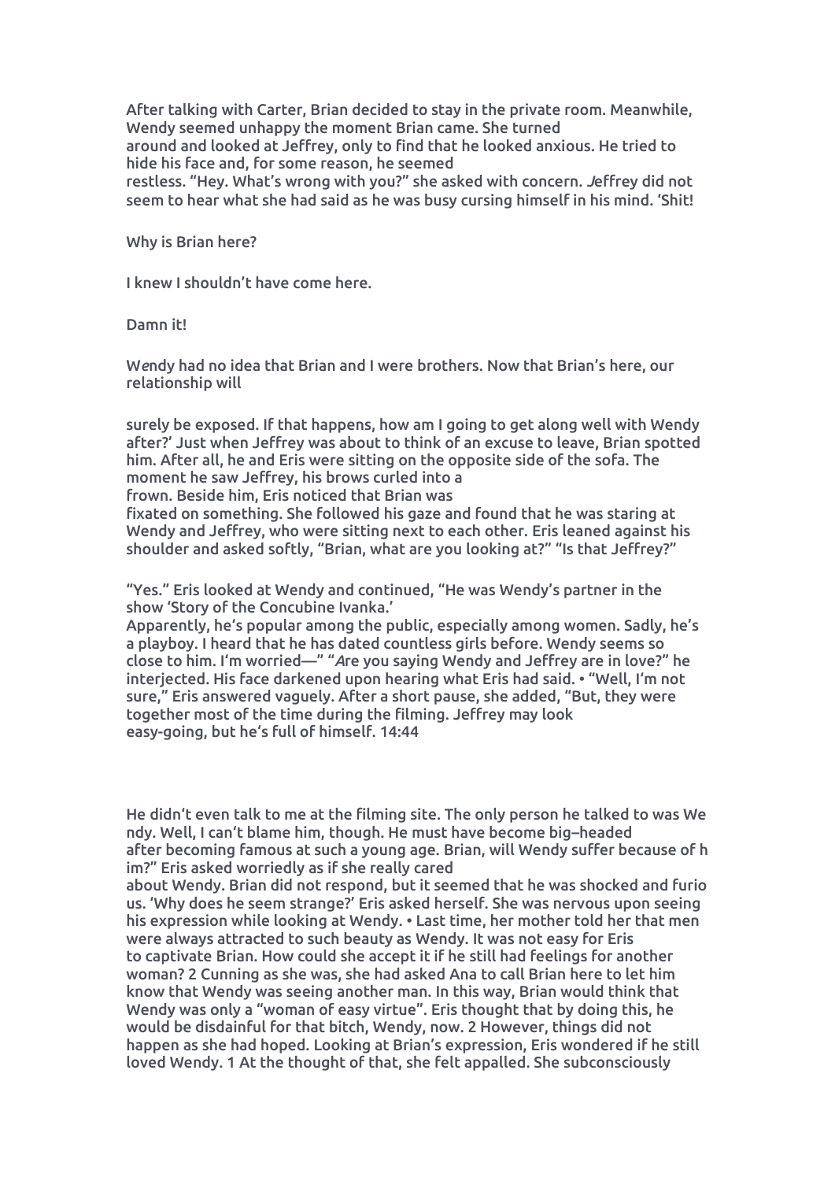After talking with Carter, Brian decided to stay in the private room. Meanwhile, Wendy seemed unhappy the moment Brian came. She turned around and looked at Jeffrey, only to find that he looked anxious. He tried to hide his face and, for some reason, he seemed restless. "Hey. What's wrong with you?" she asked with concern. Jeffrey did not seem to hear what she had said as he was busy cursing himself in his mind. 'Shit!

Why is Brian here?

I knew I shouldn't have come here.

Damn it!

Wendy had no idea that Brian and I were brothers. Now that Brian's here, our relationship will

surely be exposed. If that happens, how am I going to get along well with Wendy after?' Just when Jeffrey was about to think of an excuse to leave, Brian spotted him. After all, he and Eris were sitting on the opposite side of the sofa. The moment he saw Jeffrey, his brows curled into a frown. Beside him, Eris noticed that Brian was fixated on something. She followed his gaze and found that he was staring at Wendy and Jeffrey, who were sitting next to each other. Eris leaned against his shoulder and asked softly, "Brian, what are you looking at?" "Is that Jeffrey?"

"Yes." Eris looked at Wendy and continued, "He was Wendy's partner in the show 'Story of the Concubine Ivanka.' Apparently, he's popular among the public, especially among women. Sadly, he's a playboy. I heard that he has dated countless girls before. Wendy seems so close to him. I'm worried—" "Are you saying Wendy and Jeffrey are in love?" he interjected. His face darkened upon hearing what Eris had said. • "Well, I'm not sure," Eris answered vaguely. After a short pause, she added, "But, they were together most of the time during the filming. Jeffrey may look easy-going, but he's full of himself. 14:44

He didn't even talk to me at the filming site. The only person he talked to was Wendy. Well, I can't blame him, though. He must have become big–headed after becoming famous at such a young age. Brian, will Wendy suffer because of him?" Eris asked worriedly as if she really cared about Wendy. Brian did not respond, but it seemed that he was shocked and furious. 'Why does he seem strange?' Eris asked herself. She was nervous upon seeing his expression while looking at Wendy. • Last time, her mother told her that men were always attracted to such beauty as Wendy. It was not easy for Eris to captivate Brian. How could she accept it if he still had feelings for another woman? 2 Cunning as she was, she had asked Ana to call Brian here to let him know that Wendy was seeing another man. In this way, Brian would think that Wendy was only a "woman of easy virtue". Eris thought that by doing this, he would be disdainful for that bitch, Wendy, now. 2 However, things did not happen as she had hoped. Looking at Brian's expression, Eris wondered if he still loved Wendy. 1 At the thought of that, she felt appalled. She subconsciously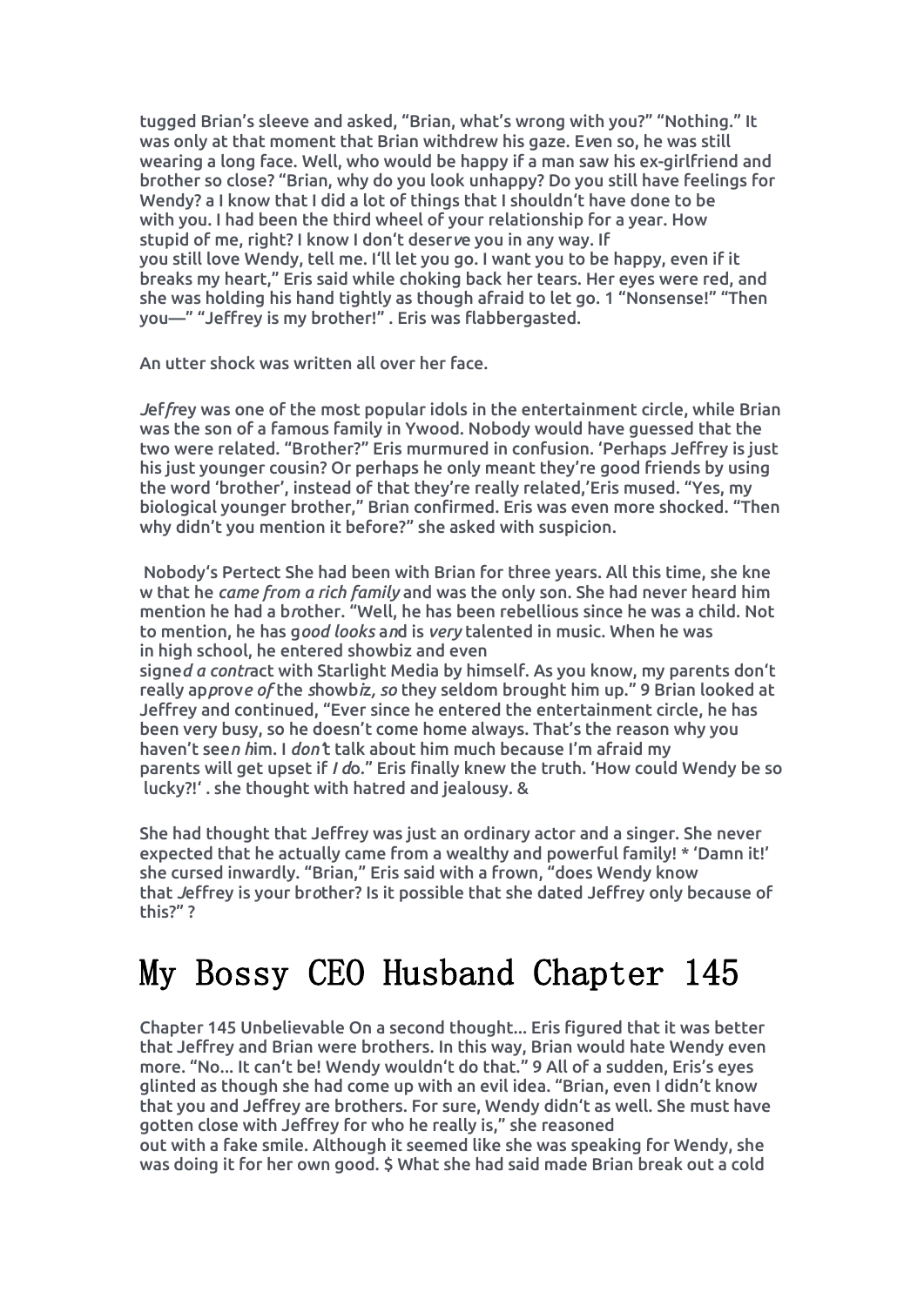tugged Brian's sleeve and asked, "Brian, what's wrong with you?" "Nothing." It was only at that moment that Brian withdrew his gaze. Even so, he was still wearing a long face. Well, who would be happy if a man saw his ex-girlfriend and brother so close? "Brian, why do you look unhappy? Do you still have feelings for Wendy? a I know that I did a lot of things that I shouldn't have done to be with you. I had been the third wheel of your relationship for a year. How stupid of me, right? I know I don't deserve you in any way. If you still love Wendy, tell me. I'll let you go. I want you to be happy, even if it breaks my heart," Eris said while choking back her tears. Her eyes were red, and she was holding his hand tightly as though afraid to let go. 1 "Nonsense!" "Then you—" "Jeffrey is my brother!" . Eris was flabbergasted.

An utter shock was written all over her face.

*Jeffrey* was one of the most popular idols in the entertainment circle, while Brian was the son of a famous family in Ywood. Nobody would have guessed that the two were related. "Brother?" Eris murmured in confusion. 'Perhaps Jeffrey is just his just younger cousin? Or perhaps he only meant they're good friends by using the word 'brother', instead of that they're really related,'Eris mused. "Yes, my biological younger brother," Brian confirmed. Eris was even more shocked. "Then why didn't you mention it before?" she asked with suspicion.

Nobody's Pertect She had been with Brian for three years. All this time, she knew that he *came from a rich family* and was the only son. She had never heard him mention he had a brother. "Well, he has been rebellious since he was a child. Not to mention, he has g*ood looks* a*n*d is *very* talented in music. When he was in high school, he entered showbiz and even signe*d a contr*act with Starlight Media by himself. As you know, my parents don't really ap*prove of* the *s*howb*iz, so* they seldom brought him up." 9 Brian looked at Jeffrey and continued, "Ever since he entered the entertainment circle, he has been very busy, so he doesn't come home always. That's the reason why you haven't see*n h*im. I *don't* talk about him much because I'm afraid my parents will get upset if *I d*o." Eris finally knew the truth. 'How could Wendy be so lucky?!' . she thought with hatred and jealousy. &

She had thought that Jeffrey was just an ordinary actor and a singer. She never expected that he actually came from a wealthy and powerful family! * 'Damn it!' she cursed inwardly. "Brian," Eris said with a frown, "does Wendy know that Jeffrey is your brother? Is it possible that she dated Jeffrey only because of this?" ?

# My Bossy CEO Husband Chapter 145

Chapter 145 Unbelievable On a second thought... Eris figured that it was better that Jeffrey and Brian were brothers. In this way, Brian would hate Wendy even more. "No... It can't be! Wendy wouldn't do that." 9 All of a sudden, Eris's eyes glinted as though she had come up with an evil idea. "Brian, even I didn't know that you and Jeffrey are brothers. For sure, Wendy didn't as well. She must have gotten close with Jeffrey for who he really is," she reasoned out with a fake smile. Although it seemed like she was speaking for Wendy, she was doing it for her own good. $ What she had said made Brian break out a cold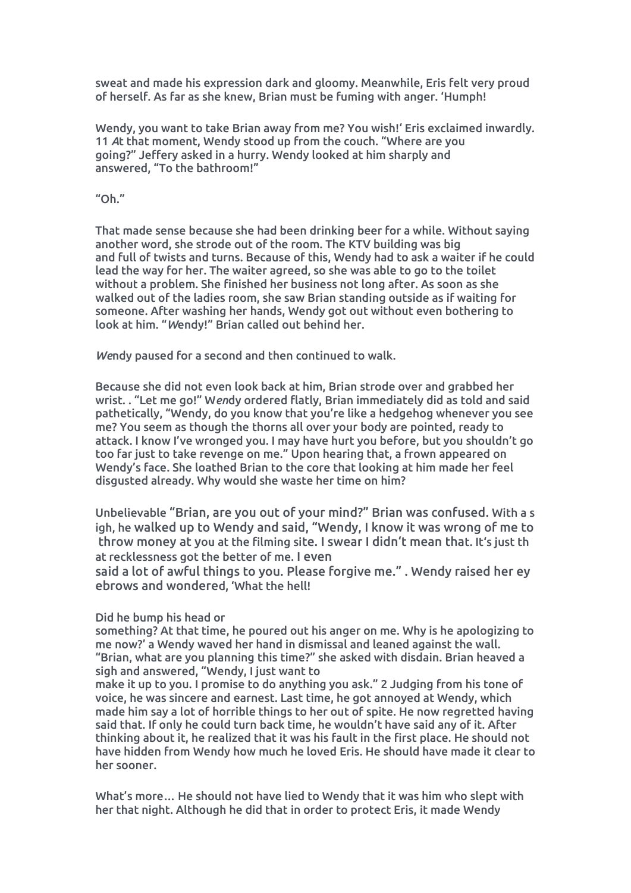sweat and made his expression dark and gloomy. Meanwhile, Eris felt very proud of herself. As far as she knew, Brian must be fuming with anger. 'Humph!

Wendy, you want to take Brian away from me? You wish!' Eris exclaimed inwardly. 11 *A*t that moment, Wendy stood up from the couch. "Where are you going?" Jeffery asked in a hurry. Wendy looked at him sharply and answered, "To the bathroom!"

"Oh."

That made sense because she had been drinking beer for a while. Without saying another word, she strode out of the room. The KTV building was big and full of twists and turns. Because of this, Wendy had to ask a waiter if he could lead the way for her. The waiter agreed, so she was able to go to the toilet without a problem. She finished her business not long after. As soon as she walked out of the ladies room, she saw Brian standing outside as if waiting for someone. After washing her hands, Wendy got out without even bothering to look at him. "*W*endy!" Brian called out behind her.

*We*ndy paused for a second and then continued to walk.

Because she did not even look back at him, Brian strode over and grabbed her wrist. . "Let me go!" W*en*dy ordered flatly, Brian immediately did as told and said pathetically, "Wendy, do you know that you're like a hedgehog whenever you see me? You seem as though the thorns all over your body are pointed, ready to attack. I know I've wronged you. I may have hurt you before, but you shouldn't go too far just to take revenge on me." Upon hearing that, a frown appeared on Wendy's face. She loathed Brian to the core that looking at him made her feel disgusted already. Why would she waste her time on him?

Unbelievable "Brian, are you out of your mind?" Brian was confused. With a sigh, he walked up to Wendy and said, "Wendy, I know it was wrong of me to throw money at you at the filming site. I swear I didn't mean that. It's just that recklessness got the better of me. I even said a lot of awful things to you. Please forgive me." . Wendy raised her eyebrows and wondered, 'What the hell!

Did he bump his head or something? At that time, he poured out his anger on me. Why is he apologizing to me now?' a Wendy waved her hand in dismissal and leaned against the wall. "Brian, what are you planning this time?" she asked with disdain. Brian heaved a sigh and answered, "Wendy, I just want to make it up to you. I promise to do anything you ask." 2 Judging from his tone of voice, he was sincere and earnest. Last time, he got annoyed at Wendy, which made him say a lot of horrible things to her out of spite. He now regretted having said that. If only he could turn back time, he wouldn't have said any of it. After thinking about it, he realized that it was his fault in the first place. He should not have hidden from Wendy how much he loved Eris. He should have made it clear to her sooner.

What's more… He should not have lied to Wendy that it was him who slept with her that night. Although he did that in order to protect Eris, it made Wendy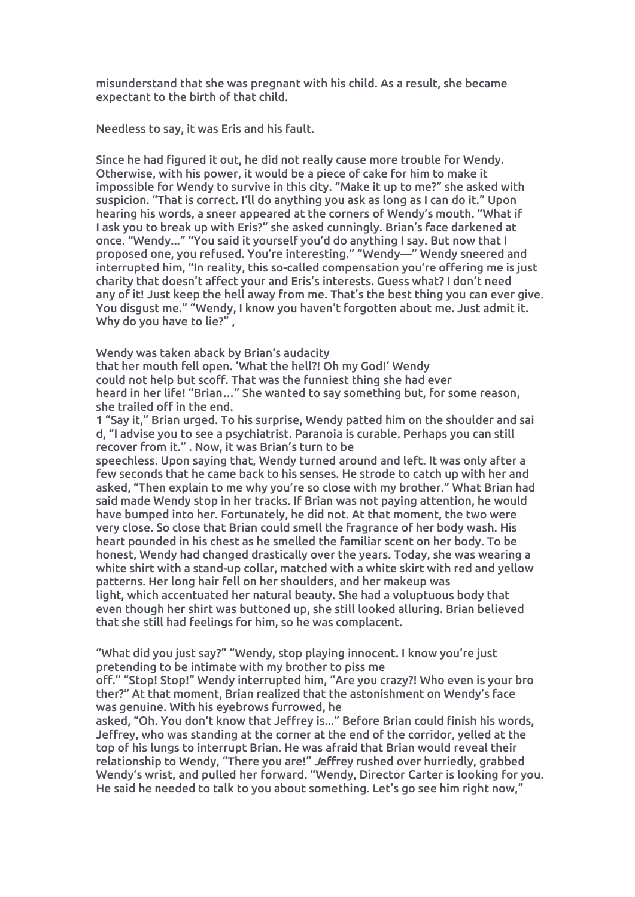misunderstand that she was pregnant with his child. As a result, she became expectant to the birth of that child.

Needless to say, it was Eris and his fault.

Since he had figured it out, he did not really cause more trouble for Wendy. Otherwise, with his power, it would be a piece of cake for him to make it impossible for Wendy to survive in this city. "Make it up to me?" she asked with suspicion. "That is correct. I'll do anything you ask as long as I can do it." Upon hearing his words, a sneer appeared at the corners of Wendy's mouth. "What if I ask you to break up with Eris?" she asked cunningly. Brian's face darkened at once. "Wendy..." "You said it yourself you'd do anything I say. But now that I proposed one, you refused. You're interesting." "Wendy—" Wendy sneered and interrupted him, "In reality, this so-called compensation you're offering me is just charity that doesn't affect your and Eris's interests. Guess what? I don't need any of it! Just keep the hell away from me. That's the best thing you can ever give. You disgust me." "Wendy, I know you haven't forgotten about me. Just admit it. Why do you have to lie?" ,

Wendy was taken aback by Brian's audacity that her mouth fell open. 'What the hell?! Oh my God!' Wendy could not help but scoff. That was the funniest thing she had ever heard in her life! "Brian…" She wanted to say something but, for some reason, she trailed off in the end.
1 "Say it," Brian urged. To his surprise, Wendy patted him on the shoulder and said, "I advise you to see a psychiatrist. Paranoia is curable. Perhaps you can still recover from it." . Now, it was Brian's turn to be speechless. Upon saying that, Wendy turned around and left. It was only after a few seconds that he came back to his senses. He strode to catch up with her and asked, "Then explain to me why you're so close with my brother." What Brian had said made Wendy stop in her tracks. If Brian was not paying attention, he would have bumped into her. Fortunately, he did not. At that moment, the two were very close. So close that Brian could smell the fragrance of her body wash. His heart pounded in his chest as he smelled the familiar scent on her body. To be honest, Wendy had changed drastically over the years. Today, she was wearing a white shirt with a stand-up collar, matched with a white skirt with red and yellow patterns. Her long hair fell on her shoulders, and her makeup was light, which accentuated her natural beauty. She had a voluptuous body that even though her shirt was buttoned up, she still looked alluring. Brian believed that she still had feelings for him, so he was complacent.

"What did you just say?" "Wendy, stop playing innocent. I know you're just pretending to be intimate with my brother to piss me off." "Stop! Stop!" Wendy interrupted him, "Are you crazy?! Who even is your brother?" At that moment, Brian realized that the astonishment on Wendy's face was genuine. With his eyebrows furrowed, he asked, "Oh. You don't know that Jeffrey is..." Before Brian could finish his words, Jeffrey, who was standing at the corner at the end of the corridor, yelled at the top of his lungs to interrupt Brian. He was afraid that Brian would reveal their relationship to Wendy, "There you are!" Jeffrey rushed over hurriedly, grabbed Wendy's wrist, and pulled her forward. "Wendy, Director Carter is looking for you. He said he needed to talk to you about something. Let's go see him right now,"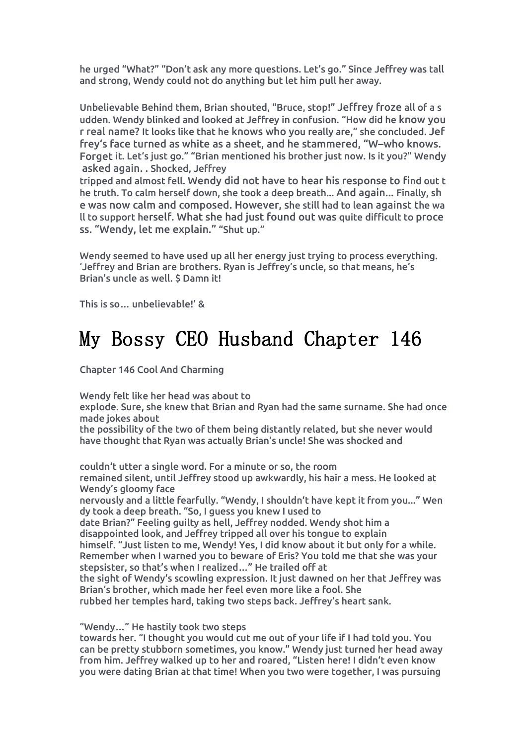he urged "What?" "Don't ask any more questions. Let's go." Since Jeffrey was tall and strong, Wendy could not do anything but let him pull her away.

Unbelievable Behind them, Brian shouted, "Bruce, stop!" Jeffrey froze all of a sudden. Wendy blinked and looked at Jeffrey in confusion. "How did he know your real name? It looks like that he knows who you really are," she concluded. Jeffrey's face turned as white as a sheet, and he stammered, "W–who knows. Forget it. Let's just go." "Brian mentioned his brother just now. Is it you?" Wendy asked again. . Shocked, Jeffrey tripped and almost fell. Wendy did not have to hear his response to find out the truth. To calm herself down, she took a deep breath... And again... Finally, she was now calm and composed. However, she still had to lean against the wall to support herself. What she had just found out was quite difficult to process. "Wendy, let me explain." "Shut up."

Wendy seemed to have used up all her energy just trying to process everything. 'Jeffrey and Brian are brothers. Ryan is Jeffrey's uncle, so that means, he's Brian's uncle as well. $ Damn it!

This is so… unbelievable!' &

# My Bossy CEO Husband Chapter 146

Chapter 146 Cool And Charming

Wendy felt like her head was about to explode. Sure, she knew that Brian and Ryan had the same surname. She had once made jokes about the possibility of the two of them being distantly related, but she never would have thought that Ryan was actually Brian's uncle! She was shocked and couldn't utter a single word. For a minute or so, the room remained silent, until Jeffrey stood up awkwardly, his hair a mess. He looked at Wendy's gloomy face nervously and a little fearfully. "Wendy, I shouldn't have kept it from you..." Wendy took a deep breath. "So, I guess you knew I used to date Brian?" Feeling guilty as hell, Jeffrey nodded. Wendy shot him a disappointed look, and Jeffrey tripped all over his tongue to explain himself. "Just listen to me, Wendy! Yes, I did know about it but only for a while. Remember when I warned you to beware of Eris? You told me that she was your stepsister, so that's when I realized…" He trailed off at the sight of Wendy's scowling expression. It just dawned on her that Jeffrey was Brian's brother, which made her feel even more like a fool. She rubbed her temples hard, taking two steps back. Jeffrey's heart sank.

"Wendy…" He hastily took two steps towards her. "I thought you would cut me out of your life if I had told you. You can be pretty stubborn sometimes, you know." Wendy just turned her head away from him. Jeffrey walked up to her and roared, "Listen here! I didn't even know you were dating Brian at that time! When you two were together, I was pursuing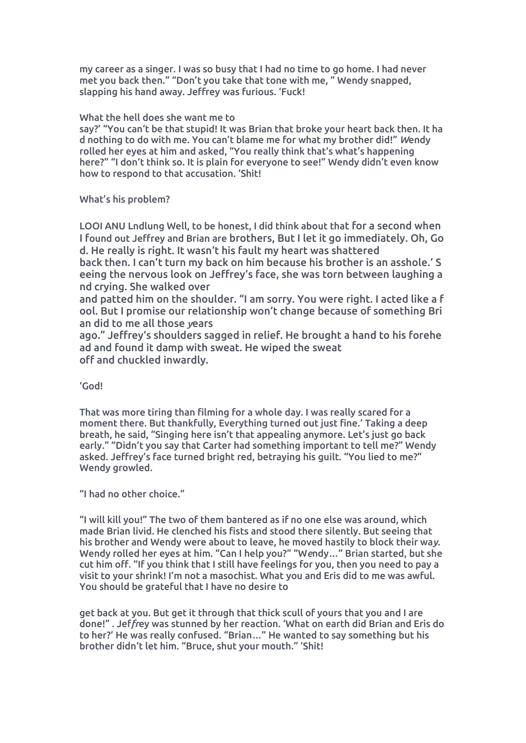my career as a singer. I was so busy that I had no time to go home. I had never met you back then." "Don't you take that tone with me, " Wendy snapped, slapping his hand away. Jeffrey was furious. 'Fuck!

What the hell does she want me to say?' "You can't be that stupid! It was Brian that broke your heart back then. It had nothing to do with me. You can't blame me for what my brother did!" Wendy rolled her eyes at him and asked, "You really think that's what's happening here?" "I don't think so. It is plain for everyone to see!" Wendy didn't even know how to respond to that accusation. 'Shit!

What's his problem?

LOOI ANU Lndlung Well, to be honest, I did think about that for a second when I found out Jeffrey and Brian are brothers, But I let it go immediately. Oh, God. He really is right. It wasn't his fault my heart was shattered back then. I can't turn my back on him because his brother is an asshole.' Seeing the nervous look on Jeffrey's face, she was torn between laughing and crying. She walked over and patted him on the shoulder. "I am sorry. You were right. I acted like a fool. But I promise our relationship won't change because of something Brian did to me all those years ago." Jeffrey's shoulders sagged in relief. He brought a hand to his forehead and found it damp with sweat. He wiped the sweat off and chuckled inwardly.

'God!

That was more tiring than filming for a whole day. I was really scared for a moment there. But thankfully, Everything turned out just fine.' Taking a deep breath, he said, "Singing here isn't that appealing anymore. Let's just go back early." "Didn't you say that Carter had something important to tell me?" Wendy asked. Jeffrey's face turned bright red, betraying his guilt. "You lied to me?" Wendy growled.

"I had no other choice."

"I will kill you!" The two of them bantered as if no one else was around, which made Brian livid. He clenched his fists and stood there silently. But seeing that his brother and Wendy were about to leave, he moved hastily to block their way. Wendy rolled her eyes at him. "Can I help you?" "Wendy…" Brian started, but she cut him off. "If you think that I still have feelings for you, then you need to pay a visit to your shrink! I'm not a masochist. What you and Eris did to me was awful. You should be grateful that I have no desire to

get back at you. But get it through that thick scull of yours that you and I are done!" . Jeffrey was stunned by her reaction. 'What on earth did Brian and Eris do to her?' He was really confused. "Brian…" He wanted to say something but his brother didn't let him. "Bruce, shut your mouth." 'Shit!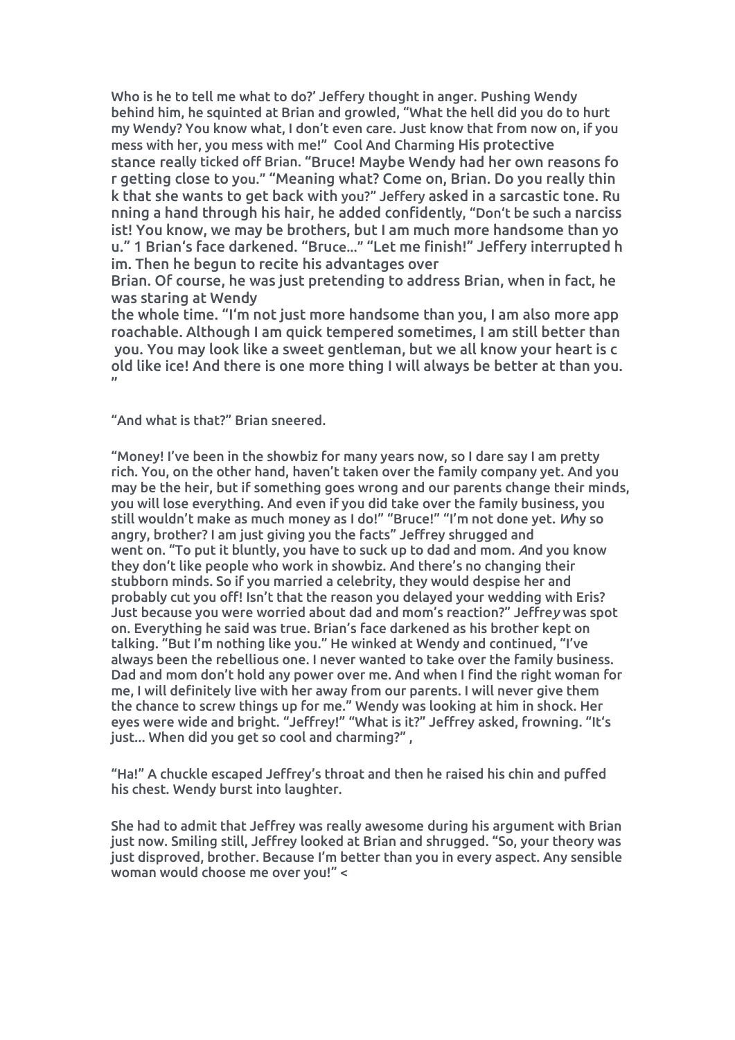Who is he to tell me what to do?' Jeffery thought in anger. Pushing Wendy behind him, he squinted at Brian and growled, "What the hell did you do to hurt my Wendy? You know what, I don't even care. Just know that from now on, if you mess with her, you mess with me!" Cool And Charming His protective stance really ticked off Brian. "Bruce! Maybe Wendy had her own reasons fo r getting close to you." "Meaning what? Come on, Brian. Do you really thin k that she wants to get back with you?" Jeffery asked in a sarcastic tone. Ru nning a hand through his hair, he added confidently, "Don't be such a narciss ist! You know, we may be brothers, but I am much more handsome than yo u." 1 Brian's face darkened. "Bruce..." "Let me finish!" Jeffery interrupted h im. Then he begun to recite his advantages over Brian. Of course, he was just pretending to address Brian, when in fact, he was staring at Wendy the whole time. "I'm not just more handsome than you, I am also more app roachable. Although I am quick tempered sometimes, I am still better than you. You may look like a sweet gentleman, but we all know your heart is c old like ice! And there is one more thing I will always be better at than you. "

"And what is that?" Brian sneered.

"Money! I've been in the showbiz for many years now, so I dare say I am pretty rich. You, on the other hand, haven't taken over the family company yet. And you may be the heir, but if something goes wrong and our parents change their minds, you will lose everything. And even if you did take over the family business, you still wouldn't make as much money as I do!" "Bruce!" "I'm not done yet. *W*hy so angry, brother? I am just giving you the facts" Jeffrey shrugged and went on. "To put it bluntly, you have to suck up to dad and mom. *A*nd you know they don't like people who work in showbiz. And there's no changing their stubborn minds. So if you married a celebrity, they would despise her and probably cut you off! Isn't that the reason you delayed your wedding with Eris? Just because you were worried about dad and mom's reaction?" Jeffre*y* was spot on. Everything he said was true. Brian's face darkened as his brother kept on talking. "But I'm nothing like you." He winked at Wendy and continued, "I've always been the rebellious one. I never wanted to take over the family business. Dad and mom don't hold any power over me. And when I find the right woman for me, I will definitely live with her away from our parents. I will never give them the chance to screw things up for me." Wendy was looking at him in shock. Her eyes were wide and bright. "Jeffrey!" "What is it?" Jeffrey asked, frowning. "It's just... When did you get so cool and charming?" ,

"Ha!" A chuckle escaped Jeffrey's throat and then he raised his chin and puffed his chest. Wendy burst into laughter.

She had to admit that Jeffrey was really awesome during his argument with Brian just now. Smiling still, Jeffrey looked at Brian and shrugged. "So, your theory was just disproved, brother. Because I'm better than you in every aspect. Any sensible woman would choose me over you!" <